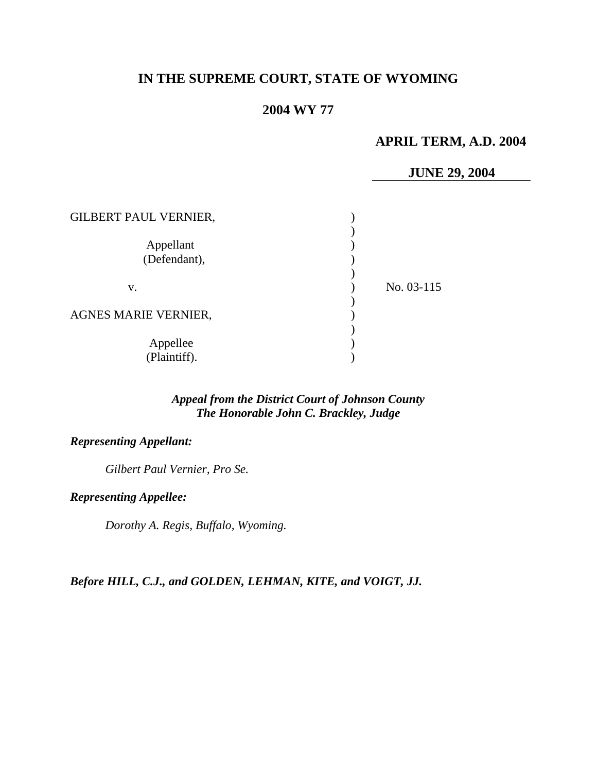**IN THE SUPREME COURT, STATE OF WYOMING**

**2004 WY 77**

**APRIL TERM, A.D. 2004**

**JUNE 29, 2004**

| | | |
|---|---|---|
| GILBERT PAUL VERNIER, | ) | |
| | ) | |
| Appellant | ) | |
| (Defendant), | ) | |
| | ) | |
| v. | ) | No. 03-115 |
| | ) | |
| AGNES MARIE VERNIER, | ) | |
| | ) | |
| Appellee | ) | |
| (Plaintiff). | ) | |

***Appeal from the District Court of Johnson County***
***The Honorable John C. Brackley, Judge***

***Representing Appellant:***

*Gilbert Paul Vernier, Pro Se.*

***Representing Appellee:***

*Dorothy A. Regis, Buffalo, Wyoming.*

***Before HILL, C.J., and GOLDEN, LEHMAN, KITE, and VOIGT, JJ.***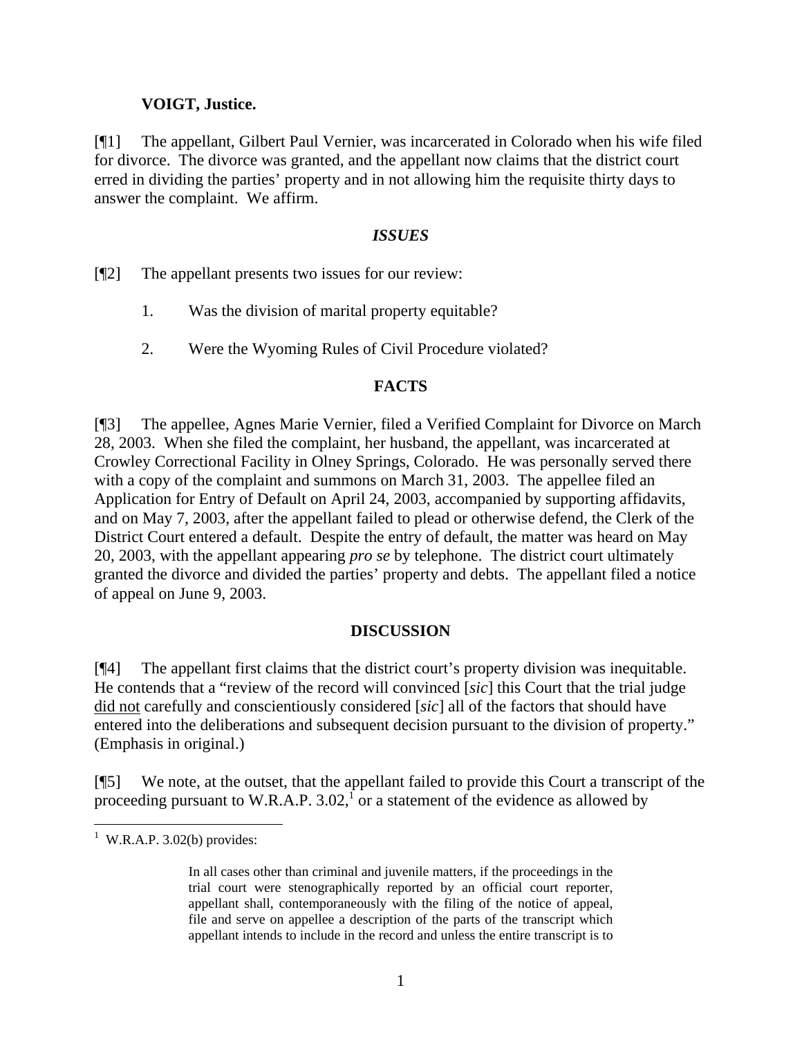**VOIGT, Justice.**

[¶1] The appellant, Gilbert Paul Vernier, was incarcerated in Colorado when his wife filed for divorce. The divorce was granted, and the appellant now claims that the district court erred in dividing the parties' property and in not allowing him the requisite thirty days to answer the complaint. We affirm.

## *ISSUES*

[¶2] The appellant presents two issues for our review:

1. Was the division of marital property equitable?

2. Were the Wyoming Rules of Civil Procedure violated?

## FACTS

[¶3] The appellee, Agnes Marie Vernier, filed a Verified Complaint for Divorce on March 28, 2003. When she filed the complaint, her husband, the appellant, was incarcerated at Crowley Correctional Facility in Olney Springs, Colorado. He was personally served there with a copy of the complaint and summons on March 31, 2003. The appellee filed an Application for Entry of Default on April 24, 2003, accompanied by supporting affidavits, and on May 7, 2003, after the appellant failed to plead or otherwise defend, the Clerk of the District Court entered a default. Despite the entry of default, the matter was heard on May 20, 2003, with the appellant appearing *pro se* by telephone. The district court ultimately granted the divorce and divided the parties' property and debts. The appellant filed a notice of appeal on June 9, 2003.

## DISCUSSION

[¶4] The appellant first claims that the district court's property division was inequitable. He contends that a "review of the record will convinced [*sic*] this Court that the trial judge <u>did not</u> carefully and conscientiously considered [*sic*] all of the factors that should have entered into the deliberations and subsequent decision pursuant to the division of property." (Emphasis in original.)

[¶5] We note, at the outset, that the appellant failed to provide this Court a transcript of the proceeding pursuant to W.R.A.P. 3.02,[1] or a statement of the evidence as allowed by

---

[1] W.R.A.P. 3.02(b) provides:

> In all cases other than criminal and juvenile matters, if the proceedings in the trial court were stenographically reported by an official court reporter, appellant shall, contemporaneously with the filing of the notice of appeal, file and serve on appellee a description of the parts of the transcript which appellant intends to include in the record and unless the entire transcript is to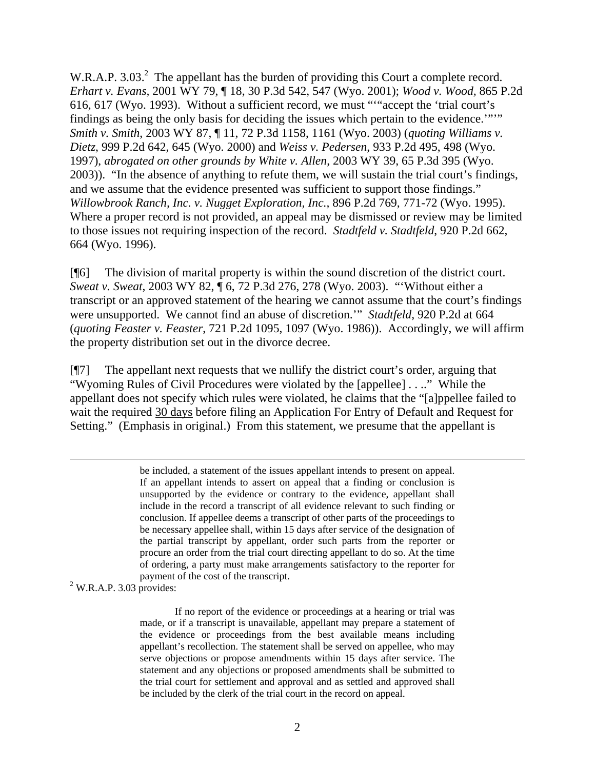W.R.A.P. 3.03.[2] The appellant has the burden of providing this Court a complete record. *Erhart v. Evans*, 2001 WY 79, ¶ 18, 30 P.3d 542, 547 (Wyo. 2001); *Wood v. Wood*, 865 P.2d 616, 617 (Wyo. 1993). Without a sufficient record, we must "'"accept the 'trial court's findings as being the only basis for deciding the issues which pertain to the evidence.'"'" *Smith v. Smith*, 2003 WY 87, ¶ 11, 72 P.3d 1158, 1161 (Wyo. 2003) (*quoting Williams v. Dietz*, 999 P.2d 642, 645 (Wyo. 2000) and *Weiss v. Pedersen*, 933 P.2d 495, 498 (Wyo. 1997), *abrogated on other grounds by White v. Allen*, 2003 WY 39, 65 P.3d 395 (Wyo. 2003)). "In the absence of anything to refute them, we will sustain the trial court's findings, and we assume that the evidence presented was sufficient to support those findings." *Willowbrook Ranch, Inc. v. Nugget Exploration, Inc.*, 896 P.2d 769, 771-72 (Wyo. 1995). Where a proper record is not provided, an appeal may be dismissed or review may be limited to those issues not requiring inspection of the record. *Stadtfeld v. Stadtfeld*, 920 P.2d 662, 664 (Wyo. 1996).

[¶6] The division of marital property is within the sound discretion of the district court. *Sweat v. Sweat*, 2003 WY 82, ¶ 6, 72 P.3d 276, 278 (Wyo. 2003). "'Without either a transcript or an approved statement of the hearing we cannot assume that the court's findings were unsupported. We cannot find an abuse of discretion.'" *Stadtfeld*, 920 P.2d at 664 (*quoting Feaster v. Feaster*, 721 P.2d 1095, 1097 (Wyo. 1986)). Accordingly, we will affirm the property distribution set out in the divorce decree.

[¶7] The appellant next requests that we nullify the district court's order, arguing that "Wyoming Rules of Civil Procedures were violated by the [appellee] . . .." While the appellant does not specify which rules were violated, he claims that the "[a]ppellee failed to wait the required 30 days before filing an Application For Entry of Default and Request for Setting." (Emphasis in original.) From this statement, we presume that the appellant is

---

> be included, a statement of the issues appellant intends to present on appeal. If an appellant intends to assert on appeal that a finding or conclusion is unsupported by the evidence or contrary to the evidence, appellant shall include in the record a transcript of all evidence relevant to such finding or conclusion. If appellee deems a transcript of other parts of the proceedings to be necessary appellee shall, within 15 days after service of the designation of the partial transcript by appellant, order such parts from the reporter or procure an order from the trial court directing appellant to do so. At the time of ordering, a party must make arrangements satisfactory to the reporter for payment of the cost of the transcript.

[2] W.R.A.P. 3.03 provides:

> If no report of the evidence or proceedings at a hearing or trial was made, or if a transcript is unavailable, appellant may prepare a statement of the evidence or proceedings from the best available means including appellant's recollection. The statement shall be served on appellee, who may serve objections or propose amendments within 15 days after service. The statement and any objections or proposed amendments shall be submitted to the trial court for settlement and approval and as settled and approved shall be included by the clerk of the trial court in the record on appeal.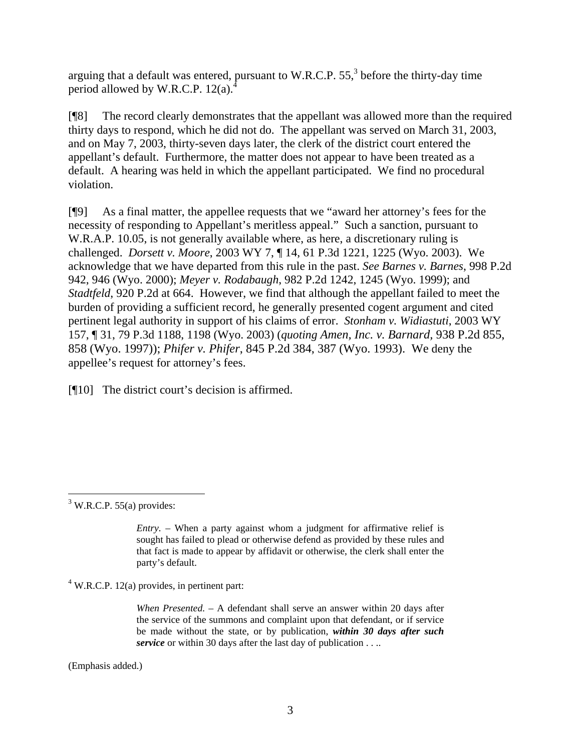arguing that a default was entered, pursuant to W.R.C.P. 55,[3] before the thirty-day time period allowed by W.R.C.P. 12(a).[4]

[¶8] The record clearly demonstrates that the appellant was allowed more than the required thirty days to respond, which he did not do. The appellant was served on March 31, 2003, and on May 7, 2003, thirty-seven days later, the clerk of the district court entered the appellant's default. Furthermore, the matter does not appear to have been treated as a default. A hearing was held in which the appellant participated. We find no procedural violation.

[¶9] As a final matter, the appellee requests that we "award her attorney's fees for the necessity of responding to Appellant's meritless appeal." Such a sanction, pursuant to W.R.A.P. 10.05, is not generally available where, as here, a discretionary ruling is challenged. *Dorsett v. Moore*, 2003 WY 7, ¶ 14, 61 P.3d 1221, 1225 (Wyo. 2003). We acknowledge that we have departed from this rule in the past. *See Barnes v. Barnes*, 998 P.2d 942, 946 (Wyo. 2000); *Meyer v. Rodabaugh*, 982 P.2d 1242, 1245 (Wyo. 1999); and *Stadtfeld*, 920 P.2d at 664. However, we find that although the appellant failed to meet the burden of providing a sufficient record, he generally presented cogent argument and cited pertinent legal authority in support of his claims of error. *Stonham v. Widiastuti*, 2003 WY 157, ¶ 31, 79 P.3d 1188, 1198 (Wyo. 2003) (*quoting Amen, Inc. v. Barnard*, 938 P.2d 855, 858 (Wyo. 1997)); *Phifer v. Phifer*, 845 P.2d 384, 387 (Wyo. 1993). We deny the appellee's request for attorney's fees.

[¶10] The district court's decision is affirmed.

---

[3] W.R.C.P. 55(a) provides:

> *Entry*. – When a party against whom a judgment for affirmative relief is sought has failed to plead or otherwise defend as provided by these rules and that fact is made to appear by affidavit or otherwise, the clerk shall enter the party's default.

[4] W.R.C.P. 12(a) provides, in pertinent part:

> *When Presented*. – A defendant shall serve an answer within 20 days after the service of the summons and complaint upon that defendant, or if service be made without the state, or by publication, ***within 30 days after such service*** or within 30 days after the last day of publication . . ..

(Emphasis added.)